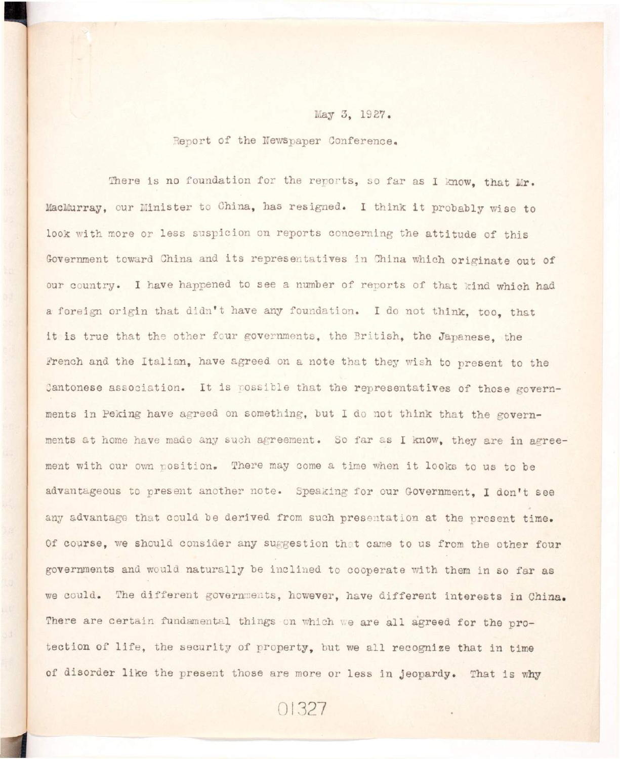May 3, 1927.

Report of the Newspaper Conference.

There is no foundation for the reports, so far as I know, that Mr. MacMurray, our Minister to China, has resigned. I think it probably wise to look with more or less suspicion on reports concerning the attitude of this Government toward China and its representatives in China which originate out of our country. I have happened to see a number of reports of that kind which had a foreign origin that didn't have any foundation. I do not think, too, that it is true that the other four governments, the British, the Japanese, the French and the Italian, have agreed on a note that they wish to present to the Cantonese association. It is possible that the representatives of those governments in Peking have agreed on something, but I do not think that the governments at home have made any such agreement. So far as I know, they are in agreement with our own position. There may come a time when it looks to us to be advantageous to present another note. Speaking for our Government, I don't see any advantage that could be derived from such presentation at the present time. Of course, we should consider any suggestion that came to us from the other four governments and would naturally be inclined to cooperate with them in so far as we could. The different governments, however, have different interests in China. There are certain fundamental things on which we are all agreed for the protection of life, the security of property, but we all recognize that in time of disorder like the present those are more or less in jeopardy. That is why

01327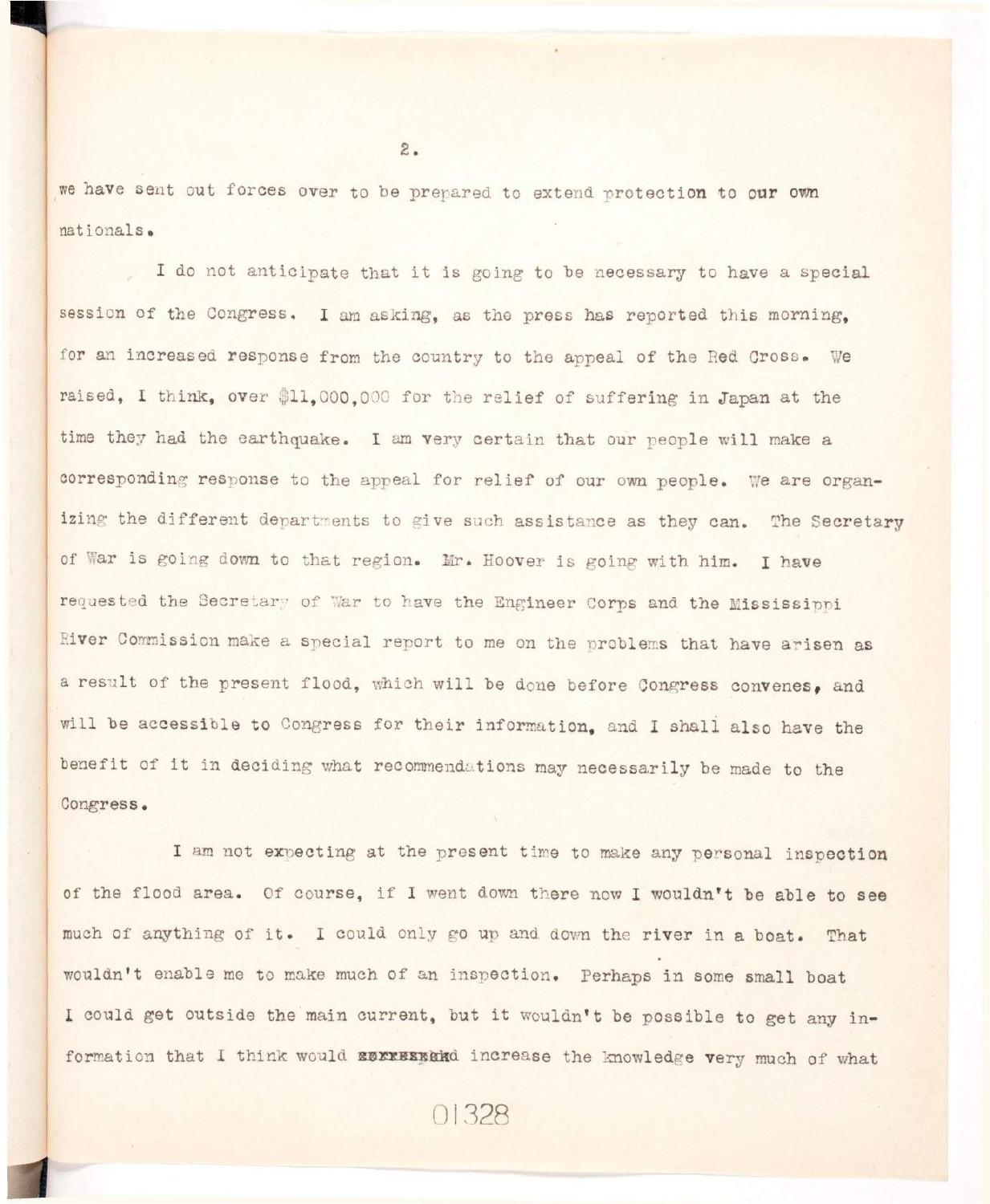we have sent out forces over to be prepared to extend protection to our own nationals.

I do not anticipate that it is going to be necessary to have a special session of the Congress. I am asking, as the press has reported this morning, for an increased response from the country to the appeal of the Red Cross. We raised, I think, over $11,000,000 for the relief of suffering in Japan at the time they had the earthquake. I am very certain that our people will make a corresponding response to the appeal for relief of our own people. We are organizing the different departments to give such assistance as they can. The Secretary of War is going down to that region. Mr. Hoover is going with him. I have requested the Secretary of War to have the Engineer Corps and the Mississippi River Commission make a special report to me on the problems that have arisen as a result of the present flood, which will be done before Congress convenes, and will be accessible to Congress for their information, and I shall also have the benefit of it in deciding what recommendations may necessarily be made to the Congress.

I am not expecting at the present time to make any personal inspection of the flood area. Of course, if I went down there now I wouldn't be able to see much of anything of it. I could only go up and down the river in a boat. That wouldn't enable me to make much of an inspection. Perhaps in some small boat I could get outside the main current, but it wouldn't be possible to get any information that I think would ~~xxxxxx~~and increase the knowledge very much of what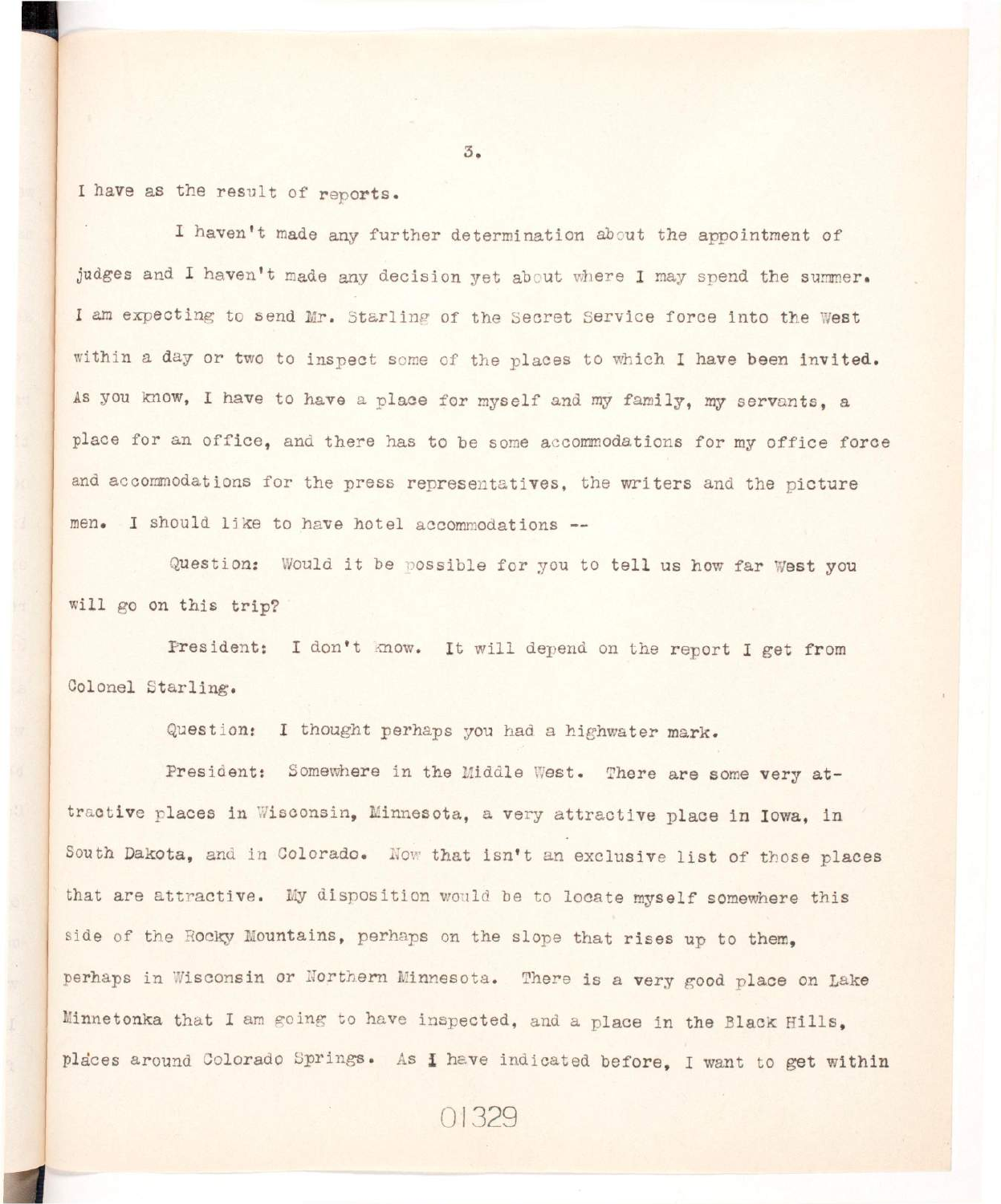I have as the result of reports.

I haven't made any further determination about the appointment of judges and I haven't made any decision yet about where I may spend the summer. I am expecting to send Mr. Starling of the Secret Service force into the West within a day or two to inspect some of the places to which I have been invited. As you know, I have to have a place for myself and my family, my servants, a place for an office, and there has to be some accommodations for my office force and accommodations for the press representatives, the writers and the picture men. I should like to have hotel accommodations --

Question: Would it be possible for you to tell us how far West you will go on this trip?

President: I don't know. It will depend on the report I get from Colonel Starling.

Question: I thought perhaps you had a highwater mark.

President: Somewhere in the Middle West. There are some very attractive places in Wisconsin, Minnesota, a very attractive place in Iowa, in South Dakota, and in Colorado. Now that isn't an exclusive list of those places that are attractive. My disposition would be to locate myself somewhere this side of the Rocky Mountains, perhaps on the slope that rises up to them, perhaps in Wisconsin or Northern Minnesota. There is a very good place on Lake Minnetonka that I am going to have inspected, and a place in the Black Hills, places around Colorado Springs. As I have indicated before, I want to get within

01329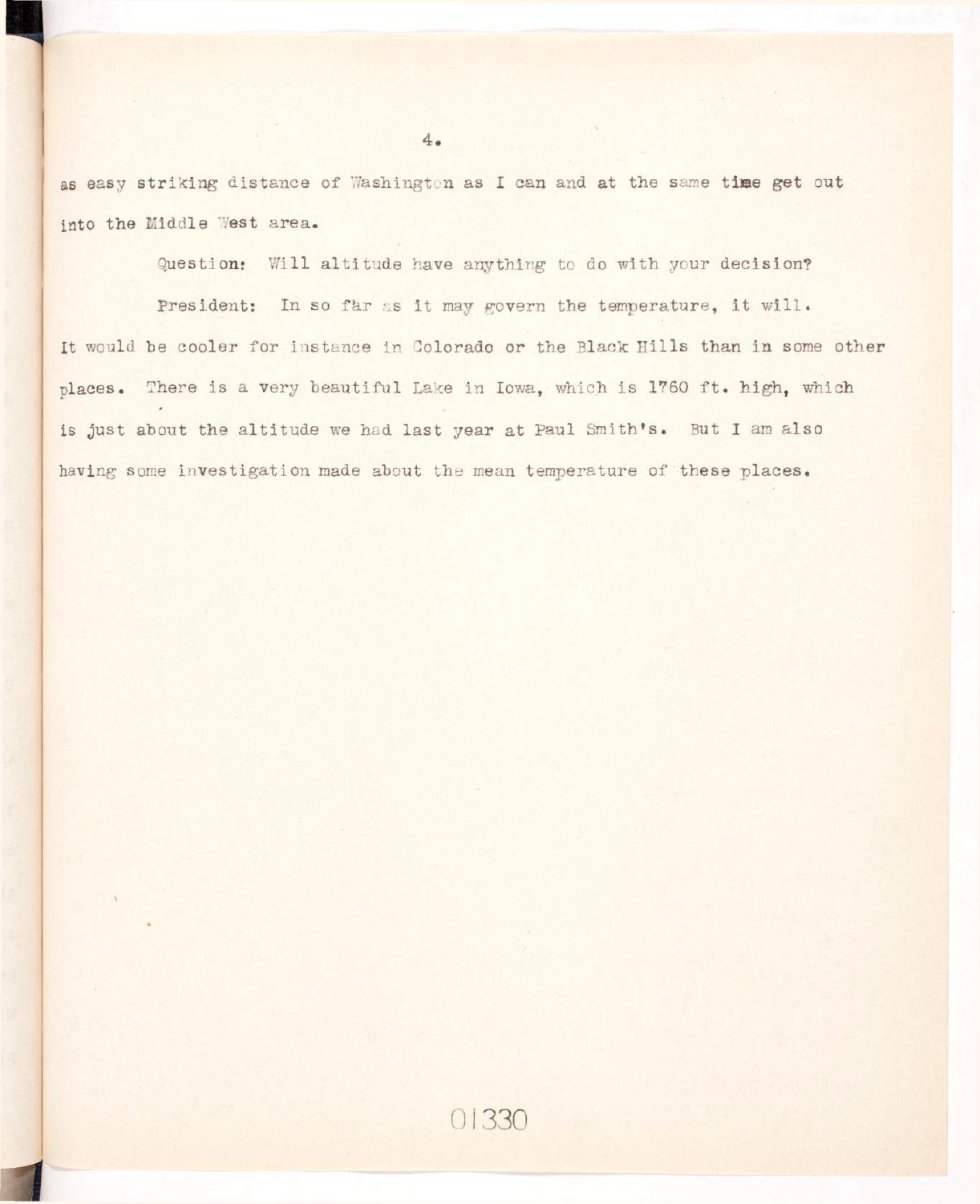as easy striking distance of Washington as I can and at the same time get out into the Middle West area.

Question: Will altitude have anything to do with your decision?

President: In so far as it may govern the temperature, it will. It would be cooler for instance in Colorado or the Black Hills than in some other places. There is a very beautiful Lake in Iowa, which is 1760 ft. high, which is just about the altitude we had last year at Paul Smith's. But I am also having some investigation made about the mean temperature of these places.

01330